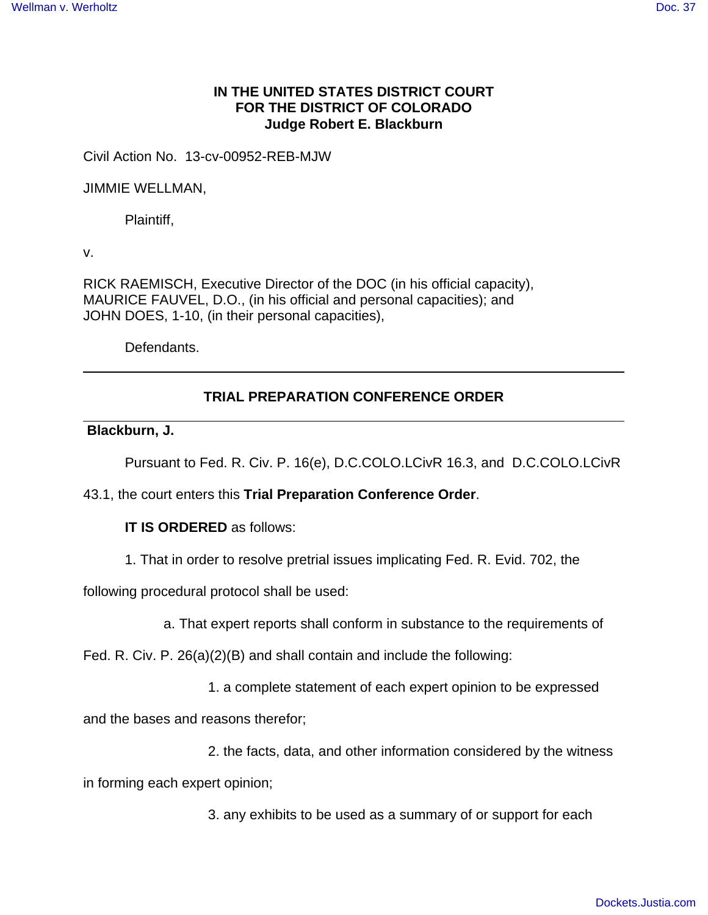**IN THE UNITED STATES DISTRICT COURT**
**FOR THE DISTRICT OF COLORADO**
**Judge Robert E. Blackburn**

Civil Action No. 13-cv-00952-REB-MJW

JIMMIE WELLMAN,

Plaintiff,

v.

RICK RAEMISCH, Executive Director of the DOC (in his official capacity),
MAURICE FAUVEL, D.O., (in his official and personal capacities); and
JOHN DOES, 1-10, (in their personal capacities),

Defendants.

---

## TRIAL PREPARATION CONFERENCE ORDER

---

**Blackburn, J.**

Pursuant to Fed. R. Civ. P. 16(e), D.C.COLO.LCivR 16.3, and D.C.COLO.LCivR 43.1, the court enters this **Trial Preparation Conference Order**.

**IT IS ORDERED** as follows:

1. That in order to resolve pretrial issues implicating Fed. R. Evid. 702, the following procedural protocol shall be used:

a. That expert reports shall conform in substance to the requirements of Fed. R. Civ. P. 26(a)(2)(B) and shall contain and include the following:

1. a complete statement of each expert opinion to be expressed and the bases and reasons therefor;

2. the facts, data, and other information considered by the witness in forming each expert opinion;

3. any exhibits to be used as a summary of or support for each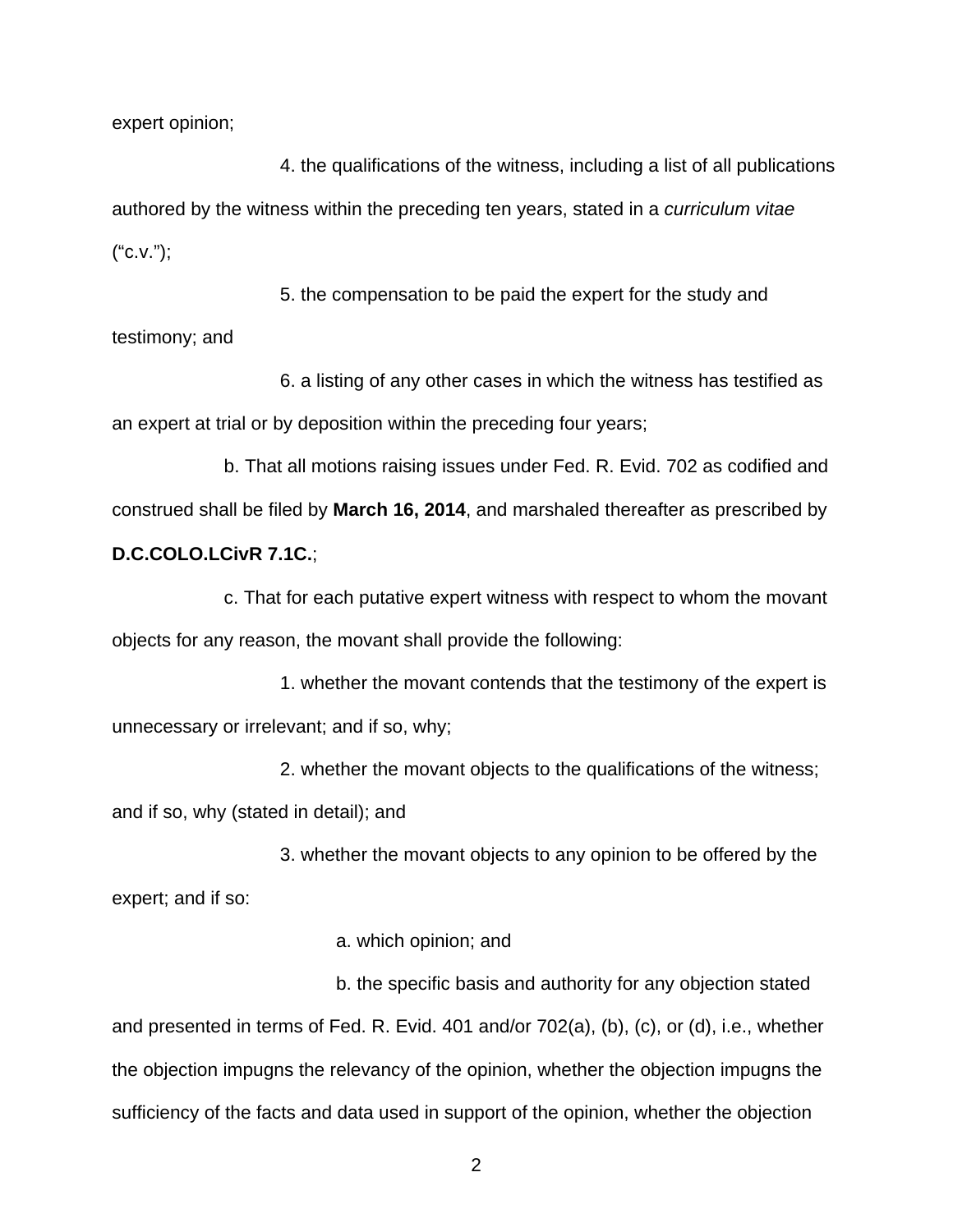expert opinion;

4. the qualifications of the witness, including a list of all publications authored by the witness within the preceding ten years, stated in a *curriculum vitae* ("c.v.");

5. the compensation to be paid the expert for the study and testimony; and

6. a listing of any other cases in which the witness has testified as an expert at trial or by deposition within the preceding four years;

b. That all motions raising issues under Fed. R. Evid. 702 as codified and construed shall be filed by **March 16, 2014**, and marshaled thereafter as prescribed by **D.C.COLO.LCivR 7.1C.**;

c. That for each putative expert witness with respect to whom the movant objects for any reason, the movant shall provide the following:

1. whether the movant contends that the testimony of the expert is unnecessary or irrelevant; and if so, why;

2. whether the movant objects to the qualifications of the witness; and if so, why (stated in detail); and

3. whether the movant objects to any opinion to be offered by the expert; and if so:

a. which opinion; and

b. the specific basis and authority for any objection stated and presented in terms of Fed. R. Evid. 401 and/or 702(a), (b), (c), or (d), i.e., whether the objection impugns the relevancy of the opinion, whether the objection impugns the sufficiency of the facts and data used in support of the opinion, whether the objection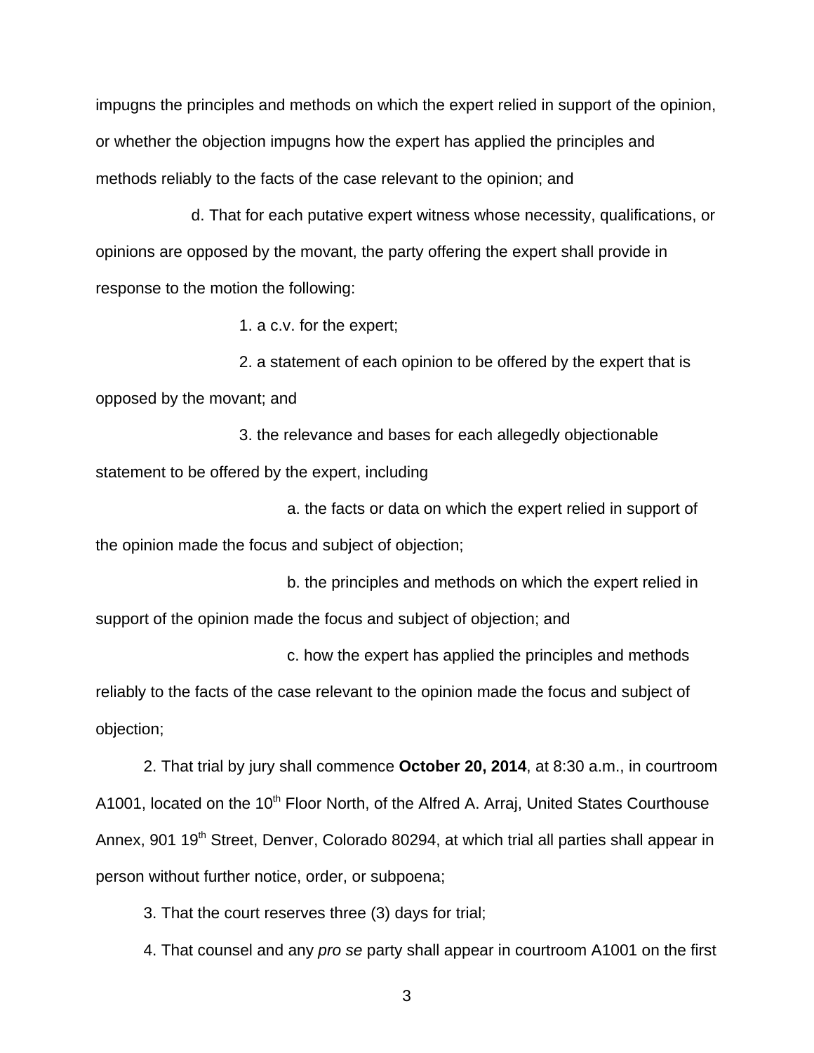impugns the principles and methods on which the expert relied in support of the opinion, or whether the objection impugns how the expert has applied the principles and methods reliably to the facts of the case relevant to the opinion; and

d. That for each putative expert witness whose necessity, qualifications, or opinions are opposed by the movant, the party offering the expert shall provide in response to the motion the following:

1. a c.v. for the expert;

2. a statement of each opinion to be offered by the expert that is opposed by the movant; and

3. the relevance and bases for each allegedly objectionable statement to be offered by the expert, including

a. the facts or data on which the expert relied in support of the opinion made the focus and subject of objection;

b. the principles and methods on which the expert relied in support of the opinion made the focus and subject of objection; and

c. how the expert has applied the principles and methods reliably to the facts of the case relevant to the opinion made the focus and subject of objection;

2. That trial by jury shall commence **October 20, 2014**, at 8:30 a.m., in courtroom A1001, located on the 10th Floor North, of the Alfred A. Arraj, United States Courthouse Annex, 901 19th Street, Denver, Colorado 80294, at which trial all parties shall appear in person without further notice, order, or subpoena;

3. That the court reserves three (3) days for trial;

4. That counsel and any *pro se* party shall appear in courtroom A1001 on the first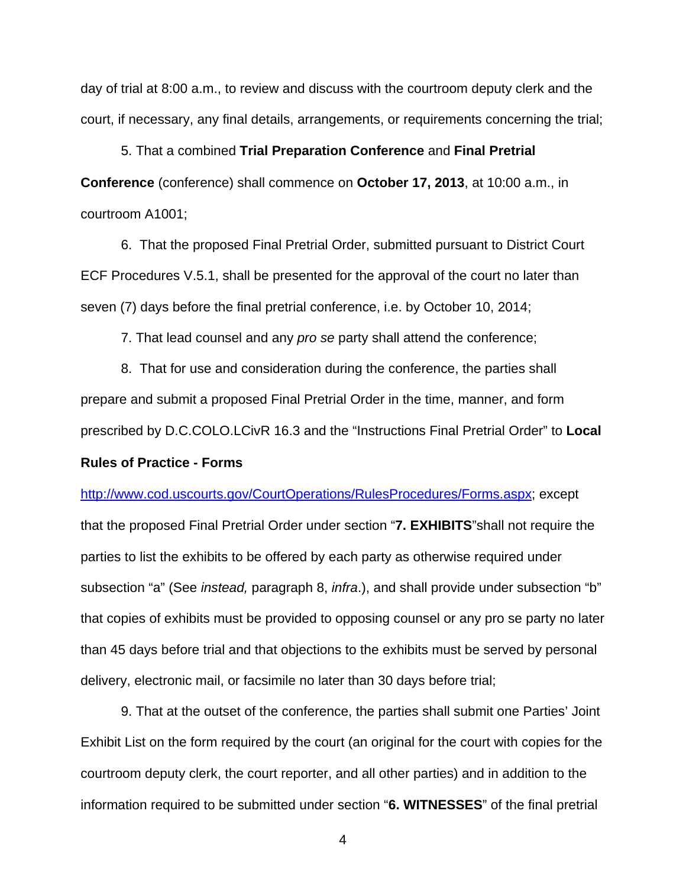day of trial at 8:00 a.m., to review and discuss with the courtroom deputy clerk and the court, if necessary, any final details, arrangements, or requirements concerning the trial;

5. That a combined **Trial Preparation Conference** and **Final Pretrial Conference** (conference) shall commence on **October 17, 2013**, at 10:00 a.m., in courtroom A1001;

6. That the proposed Final Pretrial Order, submitted pursuant to District Court ECF Procedures V.5.1, shall be presented for the approval of the court no later than seven (7) days before the final pretrial conference, i.e. by October 10, 2014;

7. That lead counsel and any *pro se* party shall attend the conference;

8. That for use and consideration during the conference, the parties shall prepare and submit a proposed Final Pretrial Order in the time, manner, and form prescribed by D.C.COLO.LCivR 16.3 and the "Instructions Final Pretrial Order" to **Local Rules of Practice - Forms**

http://www.cod.uscourts.gov/CourtOperations/RulesProcedures/Forms.aspx; except that the proposed Final Pretrial Order under section "**7. EXHIBITS**"shall not require the parties to list the exhibits to be offered by each party as otherwise required under subsection "a" (See *instead,* paragraph 8, *infra*.), and shall provide under subsection "b" that copies of exhibits must be provided to opposing counsel or any pro se party no later than 45 days before trial and that objections to the exhibits must be served by personal delivery, electronic mail, or facsimile no later than 30 days before trial;

9. That at the outset of the conference, the parties shall submit one Parties' Joint Exhibit List on the form required by the court (an original for the court with copies for the courtroom deputy clerk, the court reporter, and all other parties) and in addition to the information required to be submitted under section "**6. WITNESSES**" of the final pretrial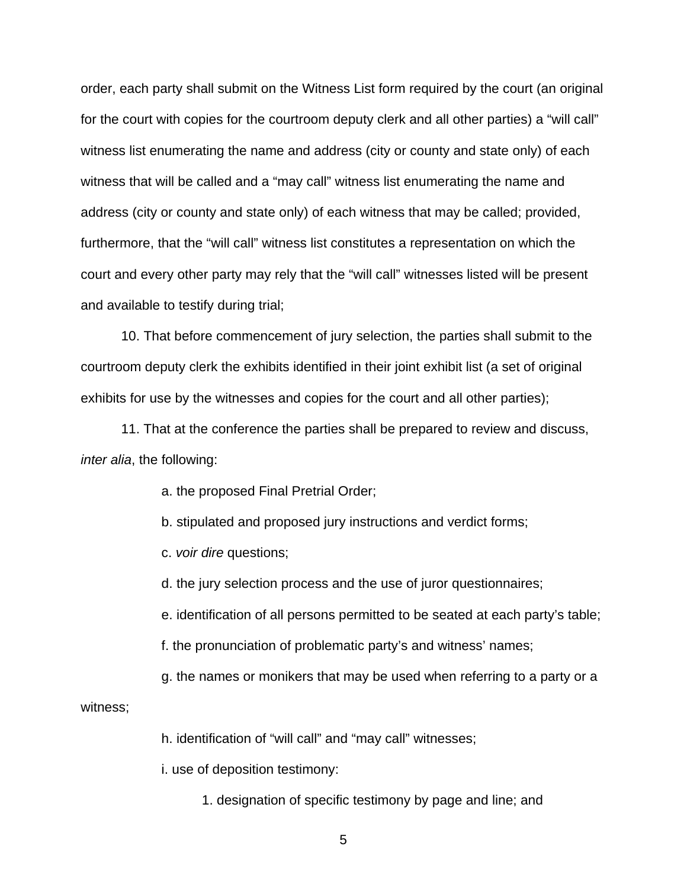order, each party shall submit on the Witness List form required by the court (an original for the court with copies for the courtroom deputy clerk and all other parties) a “will call” witness list enumerating the name and address (city or county and state only) of each witness that will be called and a “may call” witness list enumerating the name and address (city or county and state only) of each witness that may be called; provided, furthermore, that the “will call” witness list constitutes a representation on which the court and every other party may rely that the “will call” witnesses listed will be present and available to testify during trial;

10. That before commencement of jury selection, the parties shall submit to the courtroom deputy clerk the exhibits identified in their joint exhibit list (a set of original exhibits for use by the witnesses and copies for the court and all other parties);

11. That at the conference the parties shall be prepared to review and discuss, *inter alia*, the following:

a. the proposed Final Pretrial Order;

b. stipulated and proposed jury instructions and verdict forms;

c. *voir dire* questions;

d. the jury selection process and the use of juror questionnaires;

e. identification of all persons permitted to be seated at each party’s table;

f. the pronunciation of problematic party’s and witness’ names;

g. the names or monikers that may be used when referring to a party or a witness;

h. identification of “will call” and “may call” witnesses;

i. use of deposition testimony:

1. designation of specific testimony by page and line; and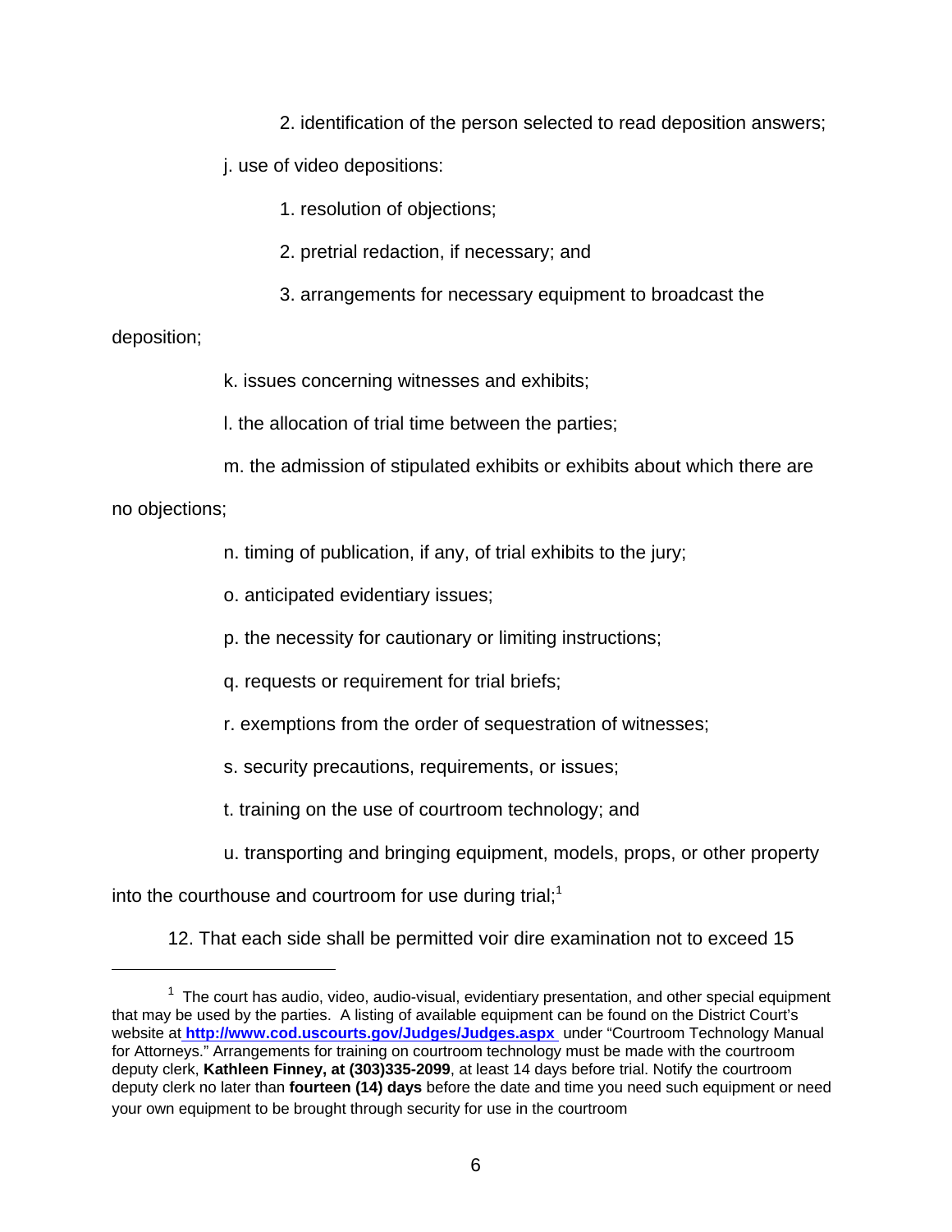2. identification of the person selected to read deposition answers;

j. use of video depositions:

1. resolution of objections;

2. pretrial redaction, if necessary; and

3. arrangements for necessary equipment to broadcast the deposition;

k. issues concerning witnesses and exhibits;

l. the allocation of trial time between the parties;

m. the admission of stipulated exhibits or exhibits about which there are no objections;

n. timing of publication, if any, of trial exhibits to the jury;

o. anticipated evidentiary issues;

p. the necessity for cautionary or limiting instructions;

q. requests or requirement for trial briefs;

r. exemptions from the order of sequestration of witnesses;

s. security precautions, requirements, or issues;

t. training on the use of courtroom technology; and

u. transporting and bringing equipment, models, props, or other property into the courthouse and courtroom for use during trial;[1]

12. That each side shall be permitted voir dire examination not to exceed 15

---

[1] The court has audio, video, audio-visual, evidentiary presentation, and other special equipment that may be used by the parties. A listing of available equipment can be found on the District Court's website at **http://www.cod.uscourts.gov/Judges/Judges.aspx** under "Courtroom Technology Manual for Attorneys." Arrangements for training on courtroom technology must be made with the courtroom deputy clerk, **Kathleen Finney, at (303)335-2099**, at least 14 days before trial. Notify the courtroom deputy clerk no later than **fourteen (14) days** before the date and time you need such equipment or need your own equipment to be brought through security for use in the courtroom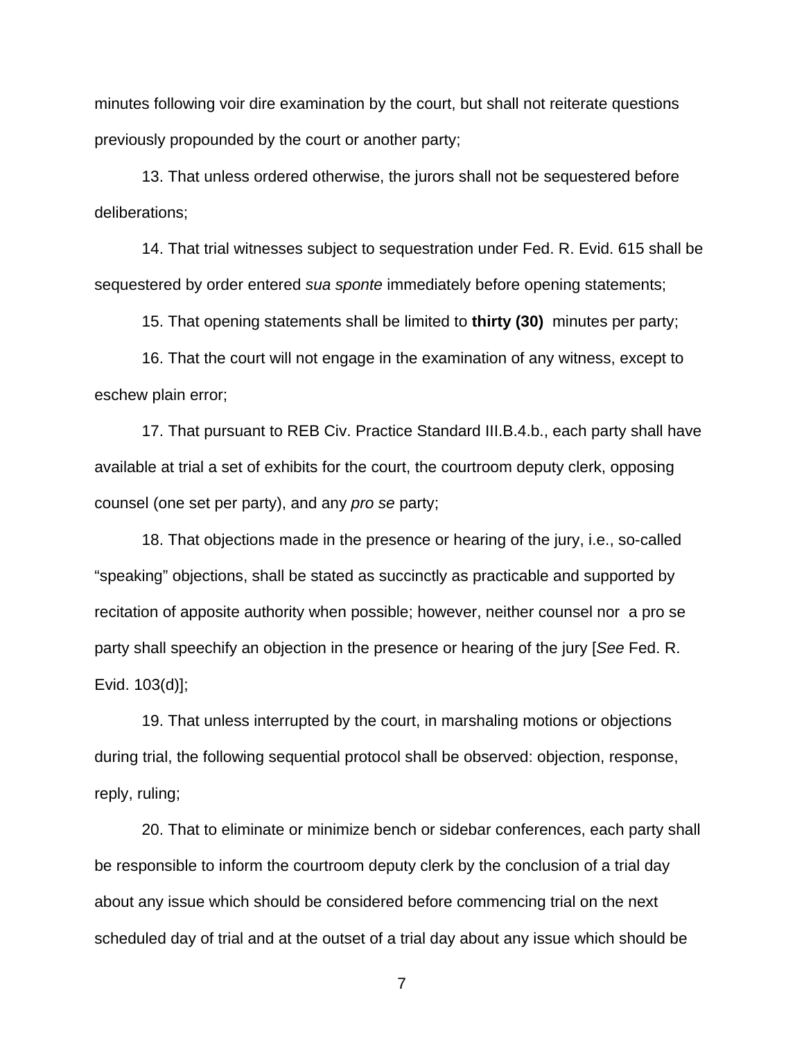minutes following voir dire examination by the court, but shall not reiterate questions previously propounded by the court or another party;

13. That unless ordered otherwise, the jurors shall not be sequestered before deliberations;

14. That trial witnesses subject to sequestration under Fed. R. Evid. 615 shall be sequestered by order entered *sua sponte* immediately before opening statements;

15. That opening statements shall be limited to **thirty (30)** minutes per party;

16. That the court will not engage in the examination of any witness, except to eschew plain error;

17. That pursuant to REB Civ. Practice Standard III.B.4.b., each party shall have available at trial a set of exhibits for the court, the courtroom deputy clerk, opposing counsel (one set per party), and any *pro se* party;

18. That objections made in the presence or hearing of the jury, i.e., so-called "speaking" objections, shall be stated as succinctly as practicable and supported by recitation of apposite authority when possible; however, neither counsel nor a pro se party shall speechify an objection in the presence or hearing of the jury [*See* Fed. R. Evid. 103(d)];

19. That unless interrupted by the court, in marshaling motions or objections during trial, the following sequential protocol shall be observed: objection, response, reply, ruling;

20. That to eliminate or minimize bench or sidebar conferences, each party shall be responsible to inform the courtroom deputy clerk by the conclusion of a trial day about any issue which should be considered before commencing trial on the next scheduled day of trial and at the outset of a trial day about any issue which should be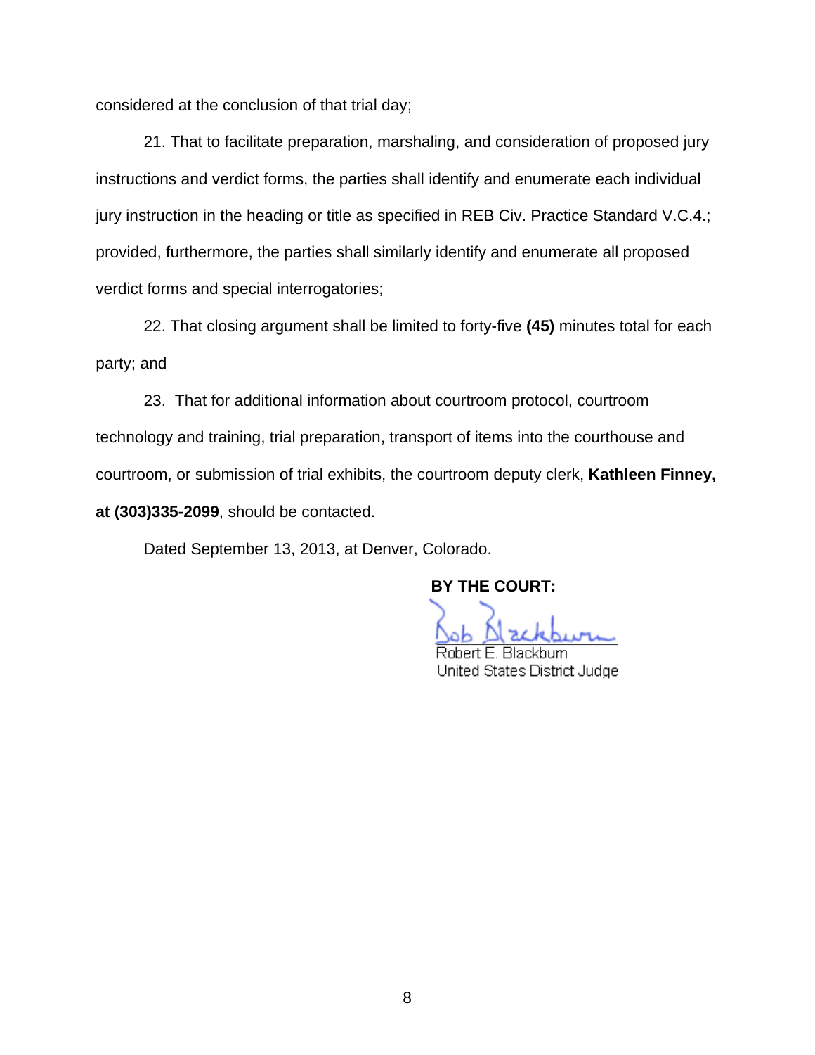considered at the conclusion of that trial day;

21. That to facilitate preparation, marshaling, and consideration of proposed jury instructions and verdict forms, the parties shall identify and enumerate each individual jury instruction in the heading or title as specified in REB Civ. Practice Standard V.C.4.; provided, furthermore, the parties shall similarly identify and enumerate all proposed verdict forms and special interrogatories;

22. That closing argument shall be limited to forty-five **(45)** minutes total for each party; and

23. That for additional information about courtroom protocol, courtroom technology and training, trial preparation, transport of items into the courthouse and courtroom, or submission of trial exhibits, the courtroom deputy clerk, **Kathleen Finney, at (303)335-2099**, should be contacted.

Dated September 13, 2013, at Denver, Colorado.

**BY THE COURT:**

Robert E. Blackburn
United States District Judge